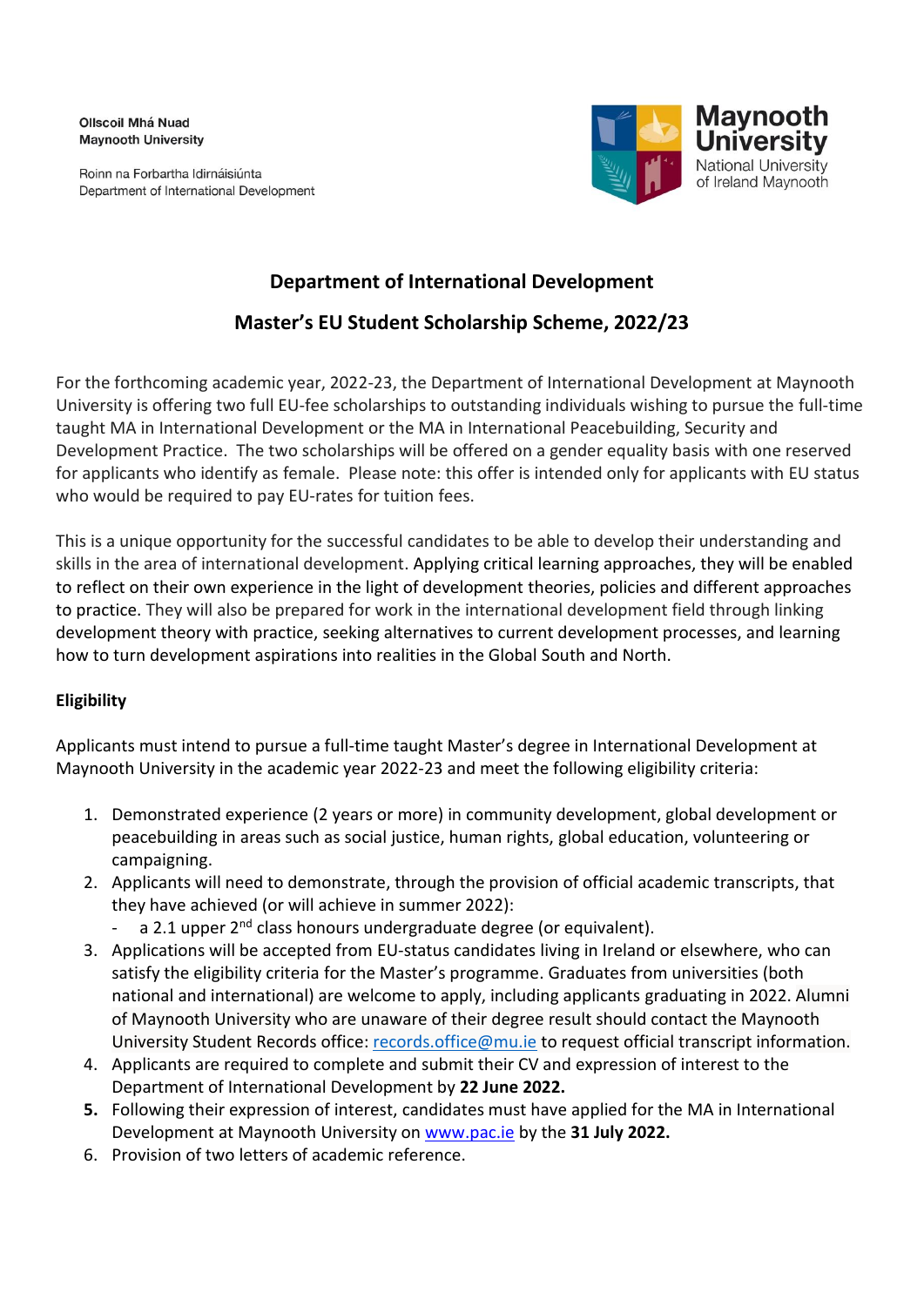Ollscoil Mhá Nuad
Maynooth University

Roinn na Forbartha Idirnáisiúnta
Department of International Development

Maynooth University
National University of Ireland Maynooth

## Department of International Development

## Master's EU Student Scholarship Scheme, 2022/23

For the forthcoming academic year, 2022-23, the Department of International Development at Maynooth University is offering two full EU-fee scholarships to outstanding individuals wishing to pursue the full-time taught MA in International Development or the MA in International Peacebuilding, Security and Development Practice. The two scholarships will be offered on a gender equality basis with one reserved for applicants who identify as female. Please note: this offer is intended only for applicants with EU status who would be required to pay EU-rates for tuition fees.

This is a unique opportunity for the successful candidates to be able to develop their understanding and skills in the area of international development. Applying critical learning approaches, they will be enabled to reflect on their own experience in the light of development theories, policies and different approaches to practice. They will also be prepared for work in the international development field through linking development theory with practice, seeking alternatives to current development processes, and learning how to turn development aspirations into realities in the Global South and North.

### Eligibility

Applicants must intend to pursue a full-time taught Master's degree in International Development at Maynooth University in the academic year 2022-23 and meet the following eligibility criteria:

1. Demonstrated experience (2 years or more) in community development, global development or peacebuilding in areas such as social justice, human rights, global education, volunteering or campaigning.
2. Applicants will need to demonstrate, through the provision of official academic transcripts, that they have achieved (or will achieve in summer 2022):
   - a 2.1 upper 2nd class honours undergraduate degree (or equivalent).
3. Applications will be accepted from EU-status candidates living in Ireland or elsewhere, who can satisfy the eligibility criteria for the Master's programme. Graduates from universities (both national and international) are welcome to apply, including applicants graduating in 2022. Alumni of Maynooth University who are unaware of their degree result should contact the Maynooth University Student Records office: records.office@mu.ie to request official transcript information.
4. Applicants are required to complete and submit their CV and expression of interest to the Department of International Development by **22 June 2022.**
5. Following their expression of interest, candidates must have applied for the MA in International Development at Maynooth University on www.pac.ie by the **31 July 2022.**
6. Provision of two letters of academic reference.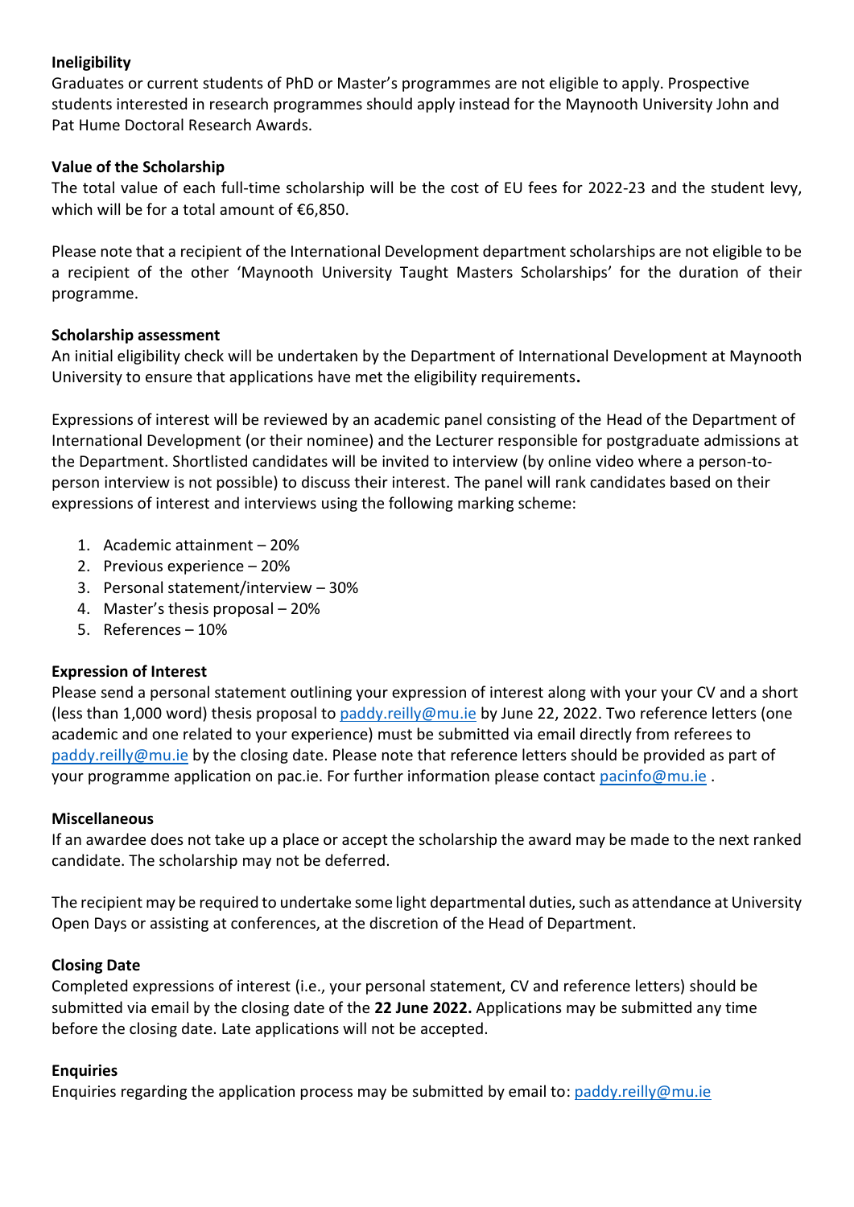**Ineligibility**

Graduates or current students of PhD or Master's programmes are not eligible to apply. Prospective students interested in research programmes should apply instead for the Maynooth University John and Pat Hume Doctoral Research Awards.

**Value of the Scholarship**

The total value of each full-time scholarship will be the cost of EU fees for 2022-23 and the student levy, which will be for a total amount of €6,850.

Please note that a recipient of the International Development department scholarships are not eligible to be a recipient of the other 'Maynooth University Taught Masters Scholarships' for the duration of their programme.

**Scholarship assessment**

An initial eligibility check will be undertaken by the Department of International Development at Maynooth University to ensure that applications have met the eligibility requirements**.**

Expressions of interest will be reviewed by an academic panel consisting of the Head of the Department of International Development (or their nominee) and the Lecturer responsible for postgraduate admissions at the Department. Shortlisted candidates will be invited to interview (by online video where a person-to-person interview is not possible) to discuss their interest. The panel will rank candidates based on their expressions of interest and interviews using the following marking scheme:

1. Academic attainment – 20%
2. Previous experience – 20%
3. Personal statement/interview – 30%
4. Master's thesis proposal – 20%
5. References – 10%

**Expression of Interest**

Please send a personal statement outlining your expression of interest along with your your CV and a short (less than 1,000 word) thesis proposal to paddy.reilly@mu.ie by June 22, 2022. Two reference letters (one academic and one related to your experience) must be submitted via email directly from referees to paddy.reilly@mu.ie by the closing date. Please note that reference letters should be provided as part of your programme application on pac.ie. For further information please contact pacinfo@mu.ie .

**Miscellaneous**

If an awardee does not take up a place or accept the scholarship the award may be made to the next ranked candidate. The scholarship may not be deferred.

The recipient may be required to undertake some light departmental duties, such as attendance at University Open Days or assisting at conferences, at the discretion of the Head of Department.

**Closing Date**

Completed expressions of interest (i.e., your personal statement, CV and reference letters) should be submitted via email by the closing date of the **22 June 2022.** Applications may be submitted any time before the closing date. Late applications will not be accepted.

**Enquiries**

Enquiries regarding the application process may be submitted by email to: paddy.reilly@mu.ie